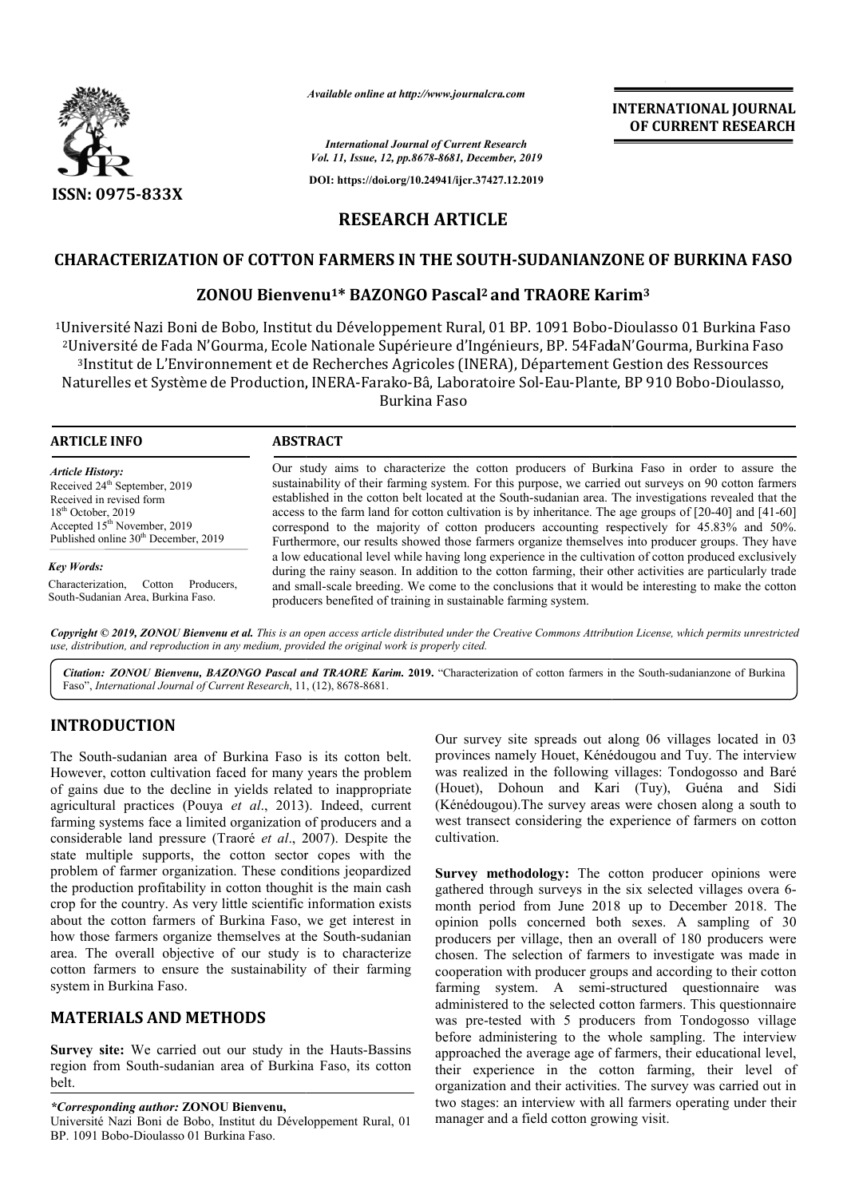*Available online at http://www.journalcra.com*

*International Journal of Current Research*
*Vol. 11, Issue, 12, pp.8678-8681, December, 2019*

**DOI: https://doi.org/10.24941/ijcr.37427.12.2019**

**ISSN: 0975-833X**

**INTERNATIONAL JOURNAL OF CURRENT RESEARCH**

## RESEARCH ARTICLE

# CHARACTERIZATION OF COTTON FARMERS IN THE SOUTH-SUDANIANZONE OF BURKINA FASO

### ZONOU Bienvenu[1]* BAZONGO Pascal[2] and TRAORE Karim[3]

[1]Université Nazi Boni de Bobo, Institut du Développement Rural, 01 BP. 1091 Bobo-Dioulasso 01 Burkina Faso
[2]Université de Fada N'Gourma, Ecole Nationale Supérieure d'Ingénieurs, BP. 54FadaN'Gourma, Burkina Faso
[3]Institut de L'Environnement et de Recherches Agricoles (INERA), Département Gestion des Ressources Naturelles et Système de Production, INERA-Farako-Bâ, Laboratoire Sol-Eau-Plante, BP 910 Bobo-Dioulasso, Burkina Faso

**ARTICLE INFO**

*Article History:*
Received 24th September, 2019
Received in revised form
18th October, 2019
Accepted 15th November, 2019
Published online 30th December, 2019

*Key Words:*
Characterization, Cotton Producers, South-Sudanian Area, Burkina Faso.

**ABSTRACT**

Our study aims to characterize the cotton producers of Burkina Faso in order to assure the sustainability of their farming system. For this purpose, we carried out surveys on 90 cotton farmers established in the cotton belt located at the South-sudanian area. The investigations revealed that the access to the farm land for cotton cultivation is by inheritance. The age groups of [20-40] and [41-60] correspond to the majority of cotton producers accounting respectively for 45.83% and 50%. Furthermore, our results showed those farmers organize themselves into producer groups. They have a low educational level while having long experience in the cultivation of cotton produced exclusively during the rainy season. In addition to the cotton farming, their other activities are particularly trade and small-scale breeding. We come to the conclusions that it would be interesting to make the cotton producers benefited of training in sustainable farming system.

*Copyright © 2019, ZONOU Bienvenu et al. This is an open access article distributed under the Creative Commons Attribution License, which permits unrestricted use, distribution, and reproduction in any medium, provided the original work is properly cited.*

*Citation: ZONOU Bienvenu, BAZONGO Pascal and TRAORE Karim.* **2019.** "Characterization of cotton farmers in the South-sudanianzone of Burkina Faso", *International Journal of Current Research*, 11, (12), 8678-8681.

## INTRODUCTION

The South-sudanian area of Burkina Faso is its cotton belt. However, cotton cultivation faced for many years the problem of gains due to the decline in yields related to inappropriate agricultural practices (Pouya *et al*., 2013). Indeed, current farming systems face a limited organization of producers and a considerable land pressure (Traoré *et al*., 2007). Despite the state multiple supports, the cotton sector copes with the problem of farmer organization. These conditions jeopardized the production profitability in cotton thoughit is the main cash crop for the country. As very little scientific information exists about the cotton farmers of Burkina Faso, we get interest in how those farmers organize themselves at the South-sudanian area. The overall objective of our study is to characterize cotton farmers to ensure the sustainability of their farming system in Burkina Faso.

## MATERIALS AND METHODS

**Survey site:** We carried out our study in the Hauts-Bassins region from South-sudanian area of Burkina Faso, its cotton belt.

Our survey site spreads out along 06 villages located in 03 provinces namely Houet, Kénédougou and Tuy. The interview was realized in the following villages: Tondogosso and Baré (Houet), Dohoun and Kari (Tuy), Guéna and Sidi (Kénédougou).The survey areas were chosen along a south to west transect considering the experience of farmers on cotton cultivation.

**Survey methodology:** The cotton producer opinions were gathered through surveys in the six selected villages overa 6-month period from June 2018 up to December 2018. The opinion polls concerned both sexes. A sampling of 30 producers per village, then an overall of 180 producers were chosen. The selection of farmers to investigate was made in cooperation with producer groups and according to their cotton farming system. A semi-structured questionnaire was administered to the selected cotton farmers. This questionnaire was pre-tested with 5 producers from Tondogosso village before administering to the whole sampling. The interview approached the average age of farmers, their educational level, their experience in the cotton farming, their level of organization and their activities. The survey was carried out in two stages: an interview with all farmers operating under their manager and a field cotton growing visit.

*\*Corresponding author:* **ZONOU Bienvenu,**
Université Nazi Boni de Bobo, Institut du Développement Rural, 01 BP. 1091 Bobo-Dioulasso 01 Burkina Faso.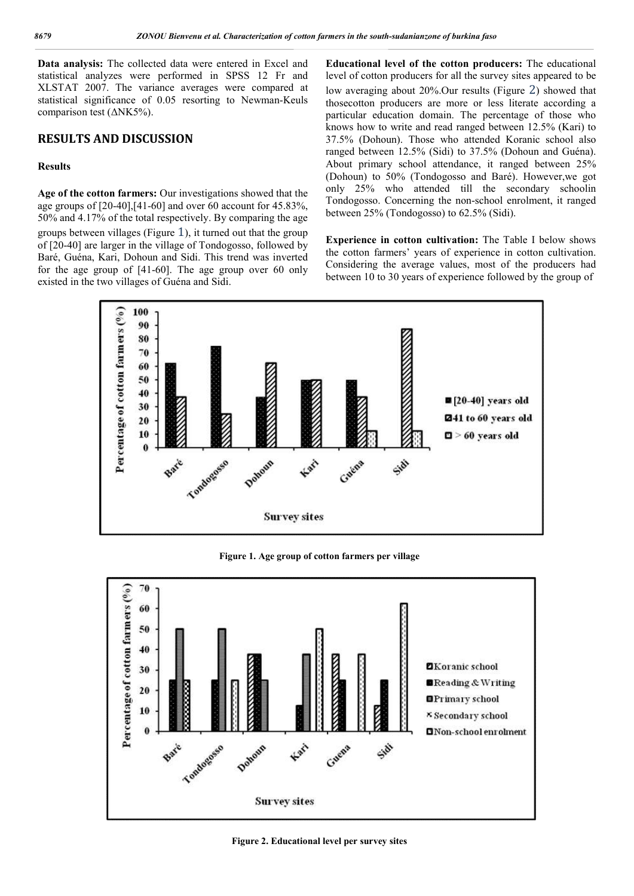**Data analysis:** The collected data were entered in Excel and statistical analyzes were performed in SPSS 12 Fr and XLSTAT 2007. The variance averages were compared at statistical significance of 0.05 resorting to Newman-Keuls comparison test (ΔNK5%).

## RESULTS AND DISCUSSION

### Results

**Age of the cotton farmers:** Our investigations showed that the age groups of [20-40],[41-60] and over 60 account for 45.83%, 50% and 4.17% of the total respectively. By comparing the age groups between villages (Figure 1), it turned out that the group of [20-40] are larger in the village of Tondogosso, followed by Baré, Guéna, Kari, Dohoun and Sidi. This trend was inverted for the age group of [41-60]. The age group over 60 only existed in the two villages of Guéna and Sidi.

**Educational level of the cotton producers:** The educational level of cotton producers for all the survey sites appeared to be low averaging about 20%.Our results (Figure 2) showed that thosecotton producers are more or less literate according a particular education domain. The percentage of those who knows how to write and read ranged between 12.5% (Kari) to 37.5% (Dohoun). Those who attended Koranic school also ranged between 12.5% (Sidi) to 37.5% (Dohoun and Guéna). About primary school attendance, it ranged between 25% (Dohoun) to 50% (Tondogosso and Baré). However,we got only 25% who attended till the secondary schoolin Tondogosso. Concerning the non-school enrolment, it ranged between 25% (Tondogosso) to 62.5% (Sidi).

**Experience in cotton cultivation:** The Table I below shows the cotton farmers' years of experience in cotton cultivation. Considering the average values, most of the producers had between 10 to 30 years of experience followed by the group of

Figure 1. Age group of cotton farmers per village

Figure 2. Educational level per survey sites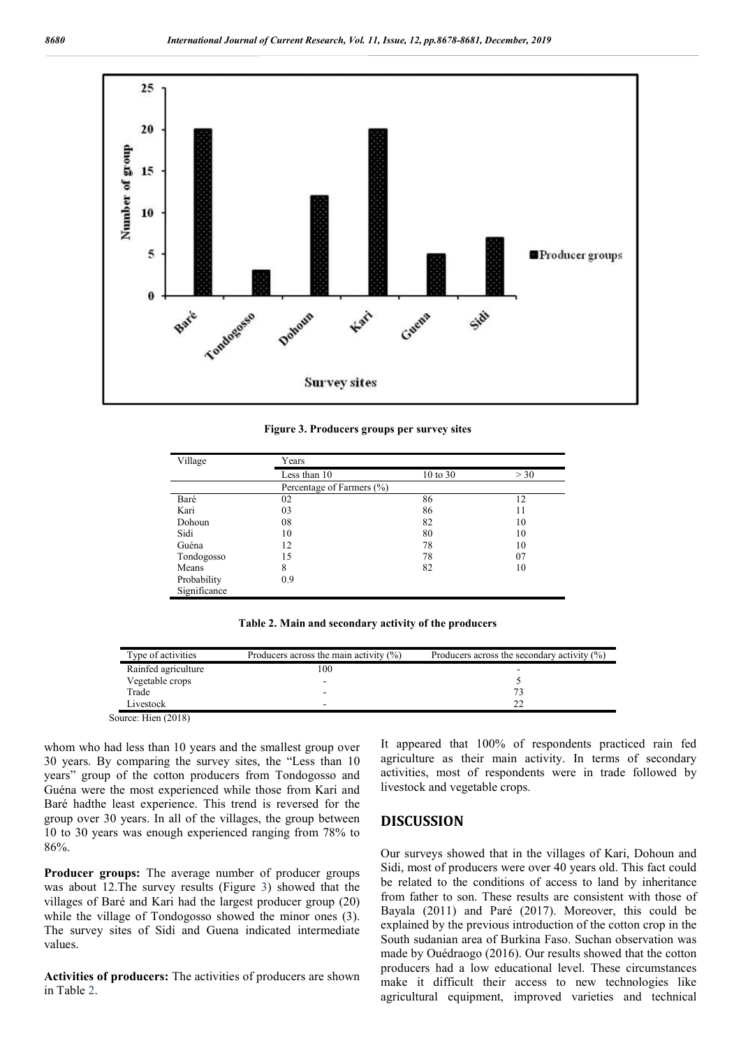Figure 3. Producers groups per survey sites

| Village | Years | | |
|---|---|---|---|
| | Less than 10 | 10 to 30 | > 30 |
| | Percentage of Farmers (%) | | |
| Baré | 02 | 86 | 12 |
| Kari | 03 | 86 | 11 |
| Dohoun | 08 | 82 | 10 |
| Sidi | 10 | 80 | 10 |
| Guéna | 12 | 78 | 10 |
| Tondogosso | 15 | 78 | 07 |
| Means | 8 | 82 | 10 |
| Probability | 0.9 | | |
| Significance | | | |

**Table 2. Main and secondary activity of the producers**

| Type of activities | Producers across the main activity (%) | Producers across the secondary activity (%) |
|---|---|---|
| Rainfed agriculture | 100 | - |
| Vegetable crops | - | 5 |
| Trade | - | 73 |
| Livestock | - | 22 |

Source: Hien (2018)

whom who had less than 10 years and the smallest group over 30 years. By comparing the survey sites, the "Less than 10 years" group of the cotton producers from Tondogosso and Guéna were the most experienced while those from Kari and Baré hadthe least experience. This trend is reversed for the group over 30 years. In all of the villages, the group between 10 to 30 years was enough experienced ranging from 78% to 86%.

**Producer groups:** The average number of producer groups was about 12.The survey results (Figure 3) showed that the villages of Baré and Kari had the largest producer group (20) while the village of Tondogosso showed the minor ones (3). The survey sites of Sidi and Guena indicated intermediate values.

**Activities of producers:** The activities of producers are shown in Table 2.

It appeared that 100% of respondents practiced rain fed agriculture as their main activity. In terms of secondary activities, most of respondents were in trade followed by livestock and vegetable crops.

## DISCUSSION

Our surveys showed that in the villages of Kari, Dohoun and Sidi, most of producers were over 40 years old. This fact could be related to the conditions of access to land by inheritance from father to son. These results are consistent with those of Bayala (2011) and Paré (2017). Moreover, this could be explained by the previous introduction of the cotton crop in the South sudanian area of Burkina Faso. Suchan observation was made by Ouédraogo (2016). Our results showed that the cotton producers had a low educational level. These circumstances make it difficult their access to new technologies like agricultural equipment, improved varieties and technical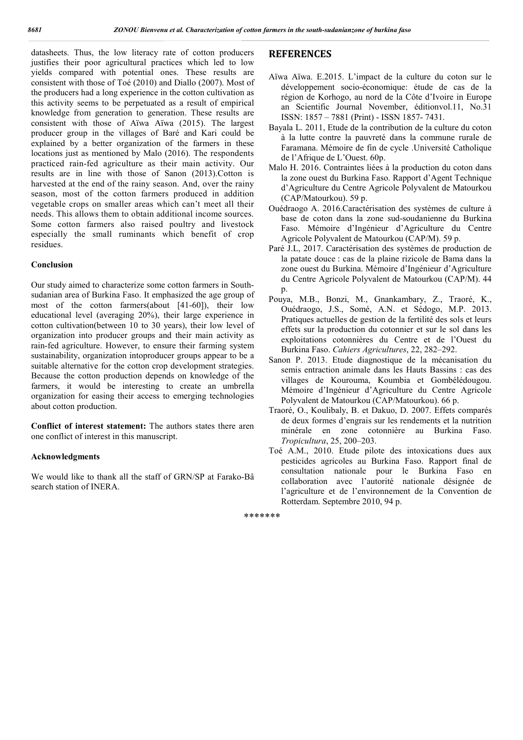datasheets. Thus, the low literacy rate of cotton producers justifies their poor agricultural practices which led to low yields compared with potential ones. These results are consistent with those of Toé (2010) and Diallo (2007). Most of the producers had a long experience in the cotton cultivation as this activity seems to be perpetuated as a result of empirical knowledge from generation to generation. These results are consistent with those of Aïwa Aïwa (2015). The largest producer group in the villages of Baré and Kari could be explained by a better organization of the farmers in these locations just as mentioned by Malo (2016). The respondents practiced rain-fed agriculture as their main activity. Our results are in line with those of Sanon (2013).Cotton is harvested at the end of the rainy season. And, over the rainy season, most of the cotton farmers produced in addition vegetable crops on smaller areas which can't meet all their needs. This allows them to obtain additional income sources. Some cotton farmers also raised poultry and livestock especially the small ruminants which benefit of crop residues.

### Conclusion

Our study aimed to characterize some cotton farmers in South-sudanian area of Burkina Faso. It emphasized the age group of most of the cotton farmers(about [41-60]), their low educational level (averaging 20%), their large experience in cotton cultivation(between 10 to 30 years), their low level of organization into producer groups and their main activity as rain-fed agriculture. However, to ensure their farming system sustainability, organization intoproducer groups appear to be a suitable alternative for the cotton crop development strategies. Because the cotton production depends on knowledge of the farmers, it would be interesting to create an umbrella organization for easing their access to emerging technologies about cotton production.

**Conflict of interest statement:** The authors states there aren one conflict of interest in this manuscript.

### Acknowledgments

We would like to thank all the staff of GRN/SP at Farako-Bâ search station of INERA.

## REFERENCES

Aïwa Aïwa. E.2015. L'impact de la culture du coton sur le développement socio-économique: étude de cas de la région de Korhogo, au nord de la Côte d'Ivoire in Europe an Scientific Journal November, éditionvol.11, No.31 ISSN: 1857 – 7881 (Print) - ISSN 1857- 7431.

Bayala L. 2011, Etude de la contribution de la culture du coton à la lutte contre la pauvreté dans la commune rurale de Faramana. Mémoire de fin de cycle .Université Catholique de l'Afrique de L'Ouest. 60p.

Malo H. 2016. Contraintes liées à la production du coton dans la zone ouest du Burkina Faso. Rapport d'Agent Technique d'Agriculture du Centre Agricole Polyvalent de Matourkou (CAP/Matourkou). 59 p.

Ouédraogo A. 2016.Caractérisation des systèmes de culture à base de coton dans la zone sud-soudanienne du Burkina Faso. Mémoire d'Ingénieur d'Agriculture du Centre Agricole Polyvalent de Matourkou (CAP/M). 59 p.

Paré J.L, 2017. Caractérisation des systèmes de production de la patate douce : cas de la plaine rizicole de Bama dans la zone ouest du Burkina. Mémoire d'Ingénieur d'Agriculture du Centre Agricole Polyvalent de Matourkou (CAP/M). 44 p.

Pouya, M.B., Bonzi, M., Gnankambary, Z., Traoré, K., Ouédraogo, J.S., Somé, A.N. et Sédogo, M.P. 2013. Pratiques actuelles de gestion de la fertilité des sols et leurs effets sur la production du cotonnier et sur le sol dans les exploitations cotonnières du Centre et de l'Ouest du Burkina Faso. *Cahiers Agricultures*, 22, 282–292.

Sanon P. 2013. Etude diagnostique de la mécanisation du semis entraction animale dans les Hauts Bassins : cas des villages de Kourouma, Koumbia et Gombélédougou. Mémoire d'Ingénieur d'Agriculture du Centre Agricole Polyvalent de Matourkou (CAP/Matourkou). 66 p.

Traoré, O., Koulibaly, B. et Dakuo, D. 2007. Effets comparés de deux formes d'engrais sur les rendements et la nutrition minérale en zone cotonnière au Burkina Faso. *Tropicultura*, 25, 200–203.

Toé A.M., 2010. Etude pilote des intoxications dues aux pesticides agricoles au Burkina Faso. Rapport final de consultation nationale pour le Burkina Faso en collaboration avec l'autorité nationale désignée de l'agriculture et de l'environnement de la Convention de Rotterdam. Septembre 2010, 94 p.

\*\*\*\*\*\*\*